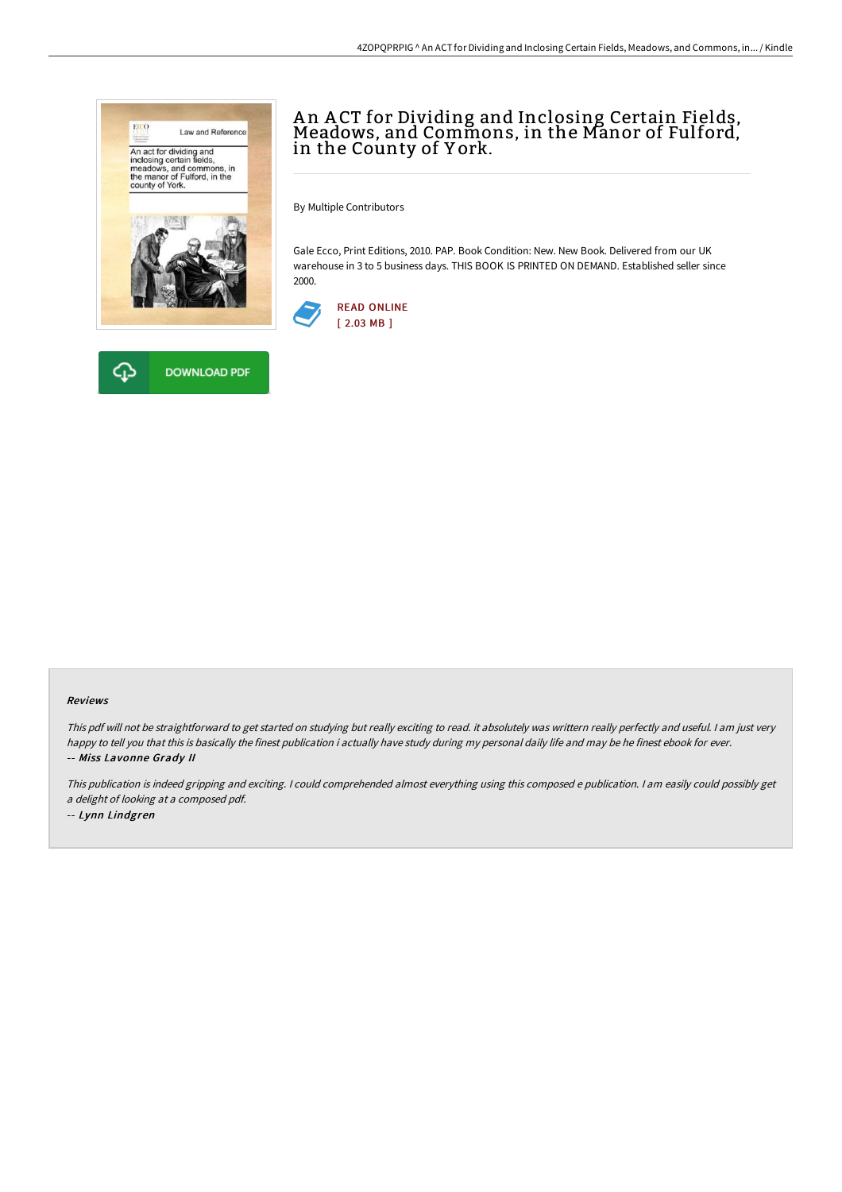# An ACT for Dividing and Inclosing Certain Fields, Meadows, and Commons, in the Manor of Fulford, in the County of York.

By Multiple Contributors

Gale Ecco, Print Editions, 2010. PAP. Book Condition: New. New Book. Delivered from our UK warehouse in 3 to 5 business days. THIS BOOK IS PRINTED ON DEMAND. Established seller since 2000.

READ ONLINE
[ 2.03 MB ]

DOWNLOAD PDF

#### Reviews

*This pdf will not be straightforward to get started on studying but really exciting to read. it absolutely was writtern really perfectly and useful. I am just very happy to tell you that this is basically the finest publication i actually have study during my personal daily life and may be he finest ebook for ever.*
-- *Miss Lavonne Grady II*

*This publication is indeed gripping and exciting. I could comprehended almost everything using this composed e publication. I am easily could possibly get a delight of looking at a composed pdf.*
-- *Lynn Lindgren*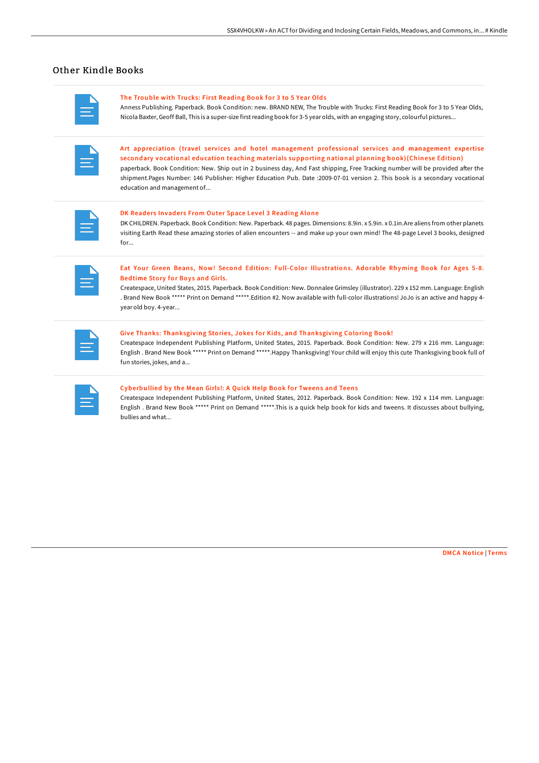## Other Kindle Books

### The Trouble with Trucks: First Reading Book for 3 to 5 Year Olds

Anness Publishing. Paperback. Book Condition: new. BRAND NEW, The Trouble with Trucks: First Reading Book for 3 to 5 Year Olds, Nicola Baxter, Geoff Ball, This is a super-size first reading book for 3-5 year olds, with an engaging story, colourful pictures...

### Art appreciation (travel services and hotel management professional services and management expertise secondary vocational education teaching materials supporting national planning book)(Chinese Edition)

paperback. Book Condition: New. Ship out in 2 business day, And Fast shipping, Free Tracking number will be provided after the shipment.Pages Number: 146 Publisher: Higher Education Pub. Date :2009-07-01 version 2. This book is a secondary vocational education and management of...

### DK Readers Invaders From Outer Space Level 3 Reading Alone

DK CHILDREN. Paperback. Book Condition: New. Paperback. 48 pages. Dimensions: 8.9in. x 5.9in. x 0.1in.Are aliens from other planets visiting Earth Read these amazing stories of alien encounters -- and make up your own mind! The 48-page Level 3 books, designed for...

### Eat Your Green Beans, Now! Second Edition: Full-Color Illustrations. Adorable Rhyming Book for Ages 5-8. Bedtime Story for Boys and Girls.

Createspace, United States, 2015. Paperback. Book Condition: New. Donnalee Grimsley (illustrator). 229 x 152 mm. Language: English . Brand New Book ***** Print on Demand *****.Edition #2. Now available with full-color illustrations! JoJo is an active and happy 4-year old boy. 4-year...

### Give Thanks: Thanksgiving Stories, Jokes for Kids, and Thanksgiving Coloring Book!

Createspace Independent Publishing Platform, United States, 2015. Paperback. Book Condition: New. 279 x 216 mm. Language: English . Brand New Book ***** Print on Demand *****.Happy Thanksgiving! Your child will enjoy this cute Thanksgiving book full of fun stories, jokes, and a...

### Cyberbullied by the Mean Girls!: A Quick Help Book for Tweens and Teens

Createspace Independent Publishing Platform, United States, 2012. Paperback. Book Condition: New. 192 x 114 mm. Language: English . Brand New Book ***** Print on Demand *****.This is a quick help book for kids and tweens. It discusses about bullying, bullies and what...